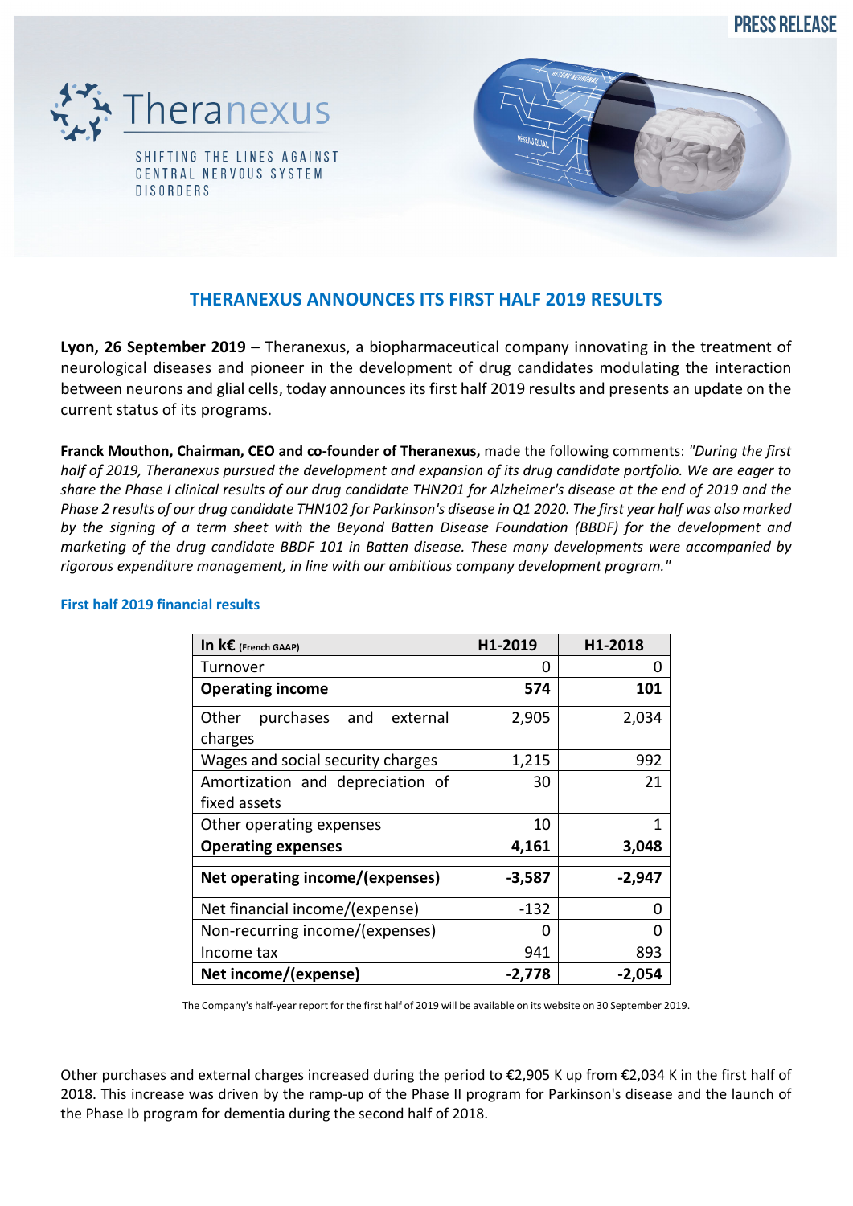PRESS RELEASE

Theranexus

SHIFTING THE LINES AGAINST CENTRAL NERVOUS SYSTEM DISORDERS

# THERANEXUS ANNOUNCES ITS FIRST HALF 2019 RESULTS

**Lyon, 26 September 2019 –** Theranexus, a biopharmaceutical company innovating in the treatment of neurological diseases and pioneer in the development of drug candidates modulating the interaction between neurons and glial cells, today announces its first half 2019 results and presents an update on the current status of its programs.

**Franck Mouthon, Chairman, CEO and co-founder of Theranexus,** made the following comments: *"During the first half of 2019, Theranexus pursued the development and expansion of its drug candidate portfolio. We are eager to share the Phase I clinical results of our drug candidate THN201 for Alzheimer's disease at the end of 2019 and the Phase 2 results of our drug candidate THN102 for Parkinson's disease in Q1 2020. The first year half was also marked by the signing of a term sheet with the Beyond Batten Disease Foundation (BBDF) for the development and marketing of the drug candidate BBDF 101 in Batten disease. These many developments were accompanied by rigorous expenditure management, in line with our ambitious company development program."*

### First half 2019 financial results

| **In k€** (French GAAP) | **H1-2019** | **H1-2018** |
|---|---|---|
| Turnover | 0 | 0 |
| **Operating income** | **574** | **101** |
| Other purchases and external charges | 2,905 | 2,034 |
| Wages and social security charges | 1,215 | 992 |
| Amortization and depreciation of fixed assets | 30 | 21 |
| Other operating expenses | 10 | 1 |
| **Operating expenses** | **4,161** | **3,048** |
| **Net operating income/(expenses)** | **-3,587** | **-2,947** |
| Net financial income/(expense) | -132 | 0 |
| Non-recurring income/(expenses) | 0 | 0 |
| Income tax | 941 | 893 |
| **Net income/(expense)** | **-2,778** | **-2,054** |

The Company's half-year report for the first half of 2019 will be available on its website on 30 September 2019.

Other purchases and external charges increased during the period to €2,905 K up from €2,034 K in the first half of 2018. This increase was driven by the ramp-up of the Phase II program for Parkinson's disease and the launch of the Phase Ib program for dementia during the second half of 2018.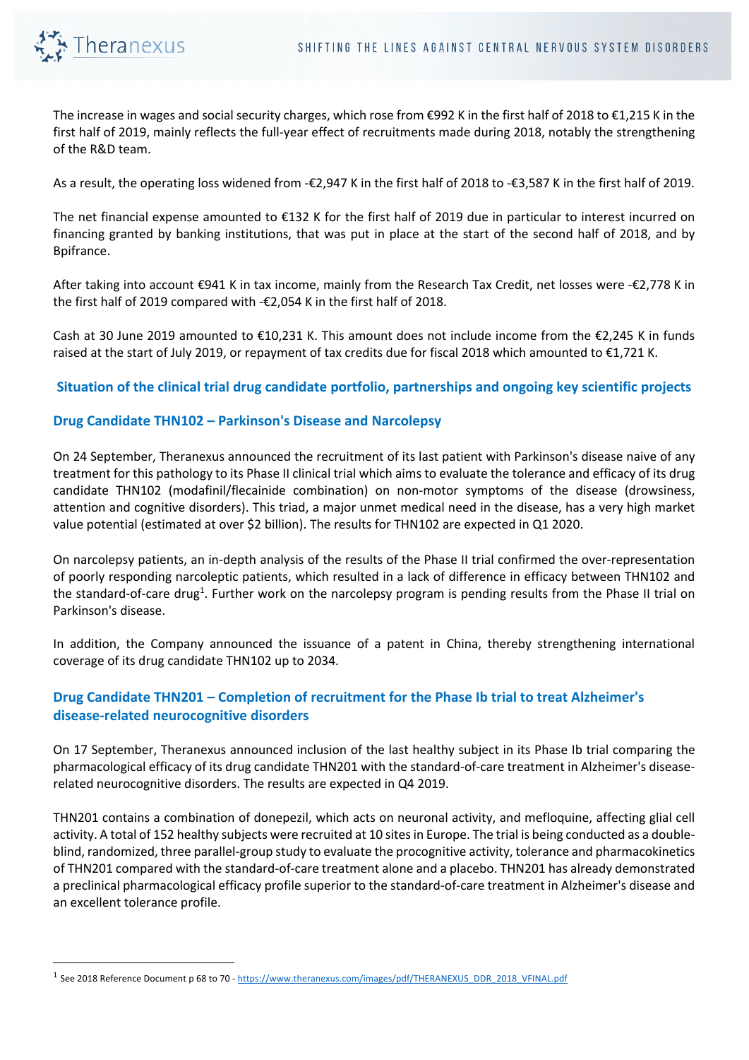The increase in wages and social security charges, which rose from €992 K in the first half of 2018 to €1,215 K in the first half of 2019, mainly reflects the full-year effect of recruitments made during 2018, notably the strengthening of the R&D team.

As a result, the operating loss widened from -€2,947 K in the first half of 2018 to -€3,587 K in the first half of 2019.

The net financial expense amounted to €132 K for the first half of 2019 due in particular to interest incurred on financing granted by banking institutions, that was put in place at the start of the second half of 2018, and by Bpifrance.

After taking into account €941 K in tax income, mainly from the Research Tax Credit, net losses were -€2,778 K in the first half of 2019 compared with -€2,054 K in the first half of 2018.

Cash at 30 June 2019 amounted to €10,231 K. This amount does not include income from the €2,245 K in funds raised at the start of July 2019, or repayment of tax credits due for fiscal 2018 which amounted to €1,721 K.

## Situation of the clinical trial drug candidate portfolio, partnerships and ongoing key scientific projects

### Drug Candidate THN102 – Parkinson's Disease and Narcolepsy

On 24 September, Theranexus announced the recruitment of its last patient with Parkinson's disease naive of any treatment for this pathology to its Phase II clinical trial which aims to evaluate the tolerance and efficacy of its drug candidate THN102 (modafinil/flecainide combination) on non-motor symptoms of the disease (drowsiness, attention and cognitive disorders). This triad, a major unmet medical need in the disease, has a very high market value potential (estimated at over $2 billion). The results for THN102 are expected in Q1 2020.

On narcolepsy patients, an in-depth analysis of the results of the Phase II trial confirmed the over-representation of poorly responding narcoleptic patients, which resulted in a lack of difference in efficacy between THN102 and the standard-of-care drug[1]. Further work on the narcolepsy program is pending results from the Phase II trial on Parkinson's disease.

In addition, the Company announced the issuance of a patent in China, thereby strengthening international coverage of its drug candidate THN102 up to 2034.

### Drug Candidate THN201 – Completion of recruitment for the Phase Ib trial to treat Alzheimer's disease-related neurocognitive disorders

On 17 September, Theranexus announced inclusion of the last healthy subject in its Phase Ib trial comparing the pharmacological efficacy of its drug candidate THN201 with the standard-of-care treatment in Alzheimer's disease-related neurocognitive disorders. The results are expected in Q4 2019.

THN201 contains a combination of donepezil, which acts on neuronal activity, and mefloquine, affecting glial cell activity. A total of 152 healthy subjects were recruited at 10 sites in Europe. The trial is being conducted as a double-blind, randomized, three parallel-group study to evaluate the procognitive activity, tolerance and pharmacokinetics of THN201 compared with the standard-of-care treatment alone and a placebo. THN201 has already demonstrated a preclinical pharmacological efficacy profile superior to the standard-of-care treatment in Alzheimer's disease and an excellent tolerance profile.

---

[1] See 2018 Reference Document p 68 to 70 - https://www.theranexus.com/images/pdf/THERANEXUS_DDR_2018_VFINAL.pdf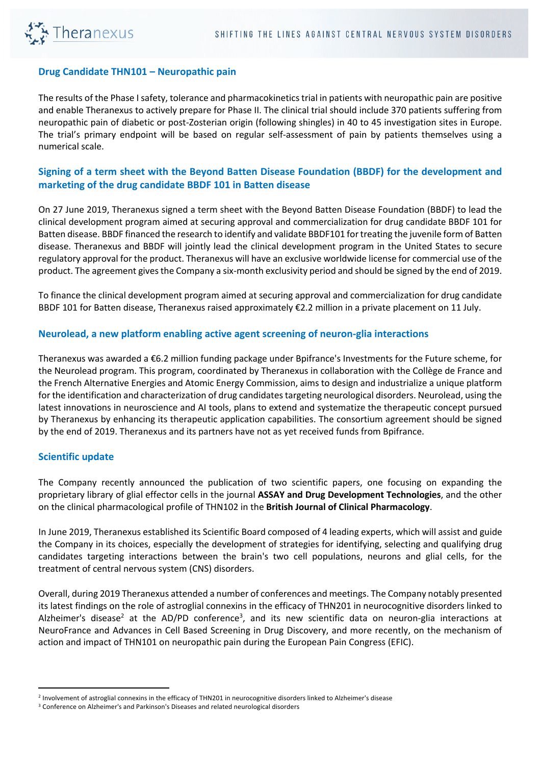## Drug Candidate THN101 – Neuropathic pain

The results of the Phase I safety, tolerance and pharmacokinetics trial in patients with neuropathic pain are positive and enable Theranexus to actively prepare for Phase II. The clinical trial should include 370 patients suffering from neuropathic pain of diabetic or post-Zosterian origin (following shingles) in 40 to 45 investigation sites in Europe. The trial's primary endpoint will be based on regular self-assessment of pain by patients themselves using a numerical scale.

## Signing of a term sheet with the Beyond Batten Disease Foundation (BBDF) for the development and marketing of the drug candidate BBDF 101 in Batten disease

On 27 June 2019, Theranexus signed a term sheet with the Beyond Batten Disease Foundation (BBDF) to lead the clinical development program aimed at securing approval and commercialization for drug candidate BBDF 101 for Batten disease. BBDF financed the research to identify and validate BBDF101 for treating the juvenile form of Batten disease. Theranexus and BBDF will jointly lead the clinical development program in the United States to secure regulatory approval for the product. Theranexus will have an exclusive worldwide license for commercial use of the product. The agreement gives the Company a six-month exclusivity period and should be signed by the end of 2019.

To finance the clinical development program aimed at securing approval and commercialization for drug candidate BBDF 101 for Batten disease, Theranexus raised approximately €2.2 million in a private placement on 11 July.

## Neurolead, a new platform enabling active agent screening of neuron-glia interactions

Theranexus was awarded a €6.2 million funding package under Bpifrance's Investments for the Future scheme, for the Neurolead program. This program, coordinated by Theranexus in collaboration with the Collège de France and the French Alternative Energies and Atomic Energy Commission, aims to design and industrialize a unique platform for the identification and characterization of drug candidates targeting neurological disorders. Neurolead, using the latest innovations in neuroscience and AI tools, plans to extend and systematize the therapeutic concept pursued by Theranexus by enhancing its therapeutic application capabilities. The consortium agreement should be signed by the end of 2019. Theranexus and its partners have not as yet received funds from Bpifrance.

## Scientific update

The Company recently announced the publication of two scientific papers, one focusing on expanding the proprietary library of glial effector cells in the journal **ASSAY and Drug Development Technologies**, and the other on the clinical pharmacological profile of THN102 in the **British Journal of Clinical Pharmacology**.

In June 2019, Theranexus established its Scientific Board composed of 4 leading experts, which will assist and guide the Company in its choices, especially the development of strategies for identifying, selecting and qualifying drug candidates targeting interactions between the brain's two cell populations, neurons and glial cells, for the treatment of central nervous system (CNS) disorders.

Overall, during 2019 Theranexus attended a number of conferences and meetings. The Company notably presented its latest findings on the role of astroglial connexins in the efficacy of THN201 in neurocognitive disorders linked to Alzheimer's disease[2] at the AD/PD conference[3], and its new scientific data on neuron-glia interactions at NeuroFrance and Advances in Cell Based Screening in Drug Discovery, and more recently, on the mechanism of action and impact of THN101 on neuropathic pain during the European Pain Congress (EFIC).

---

[2] Involvement of astroglial connexins in the efficacy of THN201 in neurocognitive disorders linked to Alzheimer's disease

[3] Conference on Alzheimer's and Parkinson's Diseases and related neurological disorders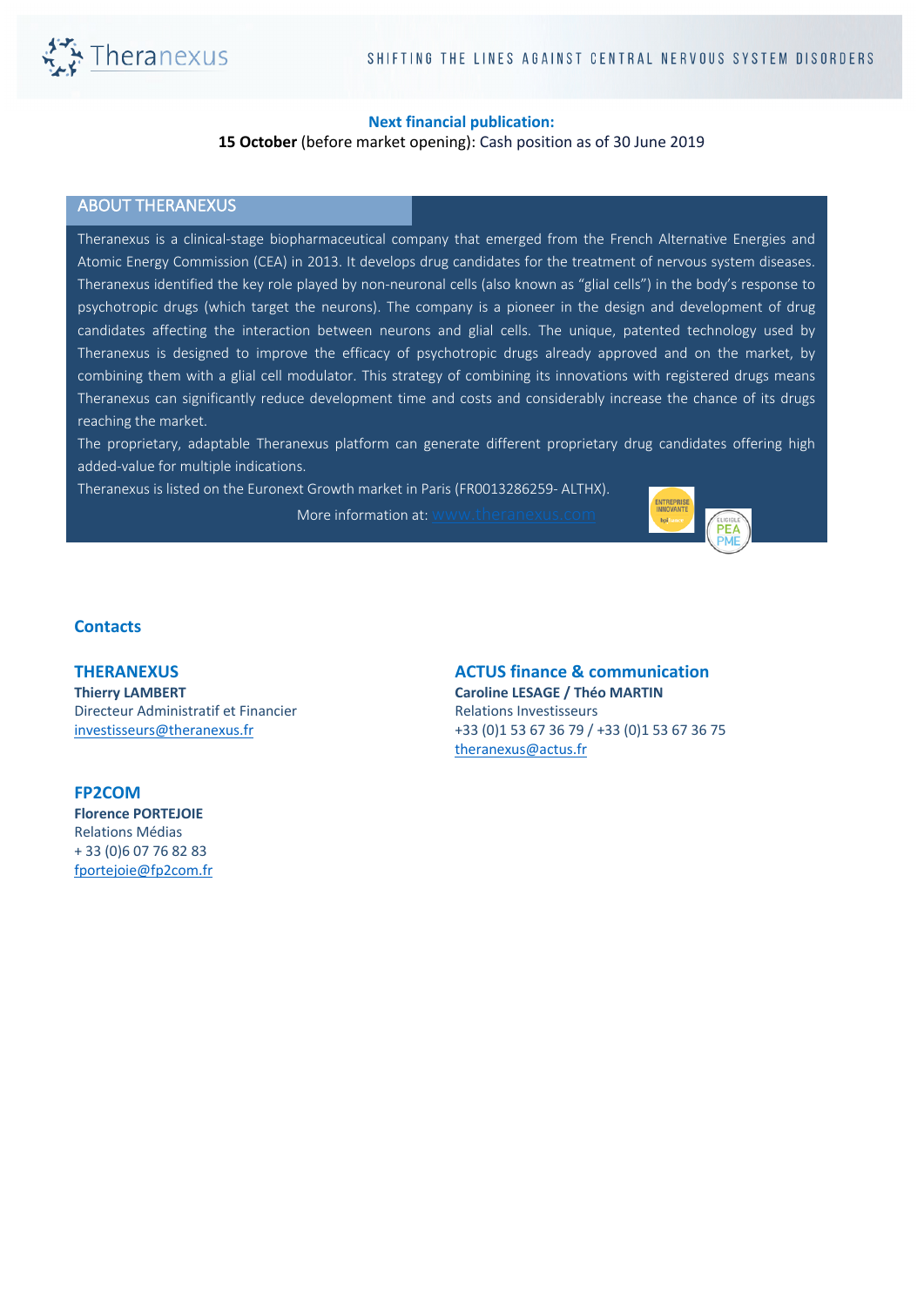**Next financial publication:**

**15 October** (before market opening): Cash position as of 30 June 2019

## ABOUT THERANEXUS

Theranexus is a clinical-stage biopharmaceutical company that emerged from the French Alternative Energies and Atomic Energy Commission (CEA) in 2013. It develops drug candidates for the treatment of nervous system diseases. Theranexus identified the key role played by non-neuronal cells (also known as "glial cells") in the body's response to psychotropic drugs (which target the neurons). The company is a pioneer in the design and development of drug candidates affecting the interaction between neurons and glial cells. The unique, patented technology used by Theranexus is designed to improve the efficacy of psychotropic drugs already approved and on the market, by combining them with a glial cell modulator. This strategy of combining its innovations with registered drugs means Theranexus can significantly reduce development time and costs and considerably increase the chance of its drugs reaching the market.

The proprietary, adaptable Theranexus platform can generate different proprietary drug candidates offering high added-value for multiple indications.

Theranexus is listed on the Euronext Growth market in Paris (FR0013286259- ALTHX).

More information at: www.theranexus.com

## Contacts

**THERANEXUS**
**Thierry LAMBERT**
Directeur Administratif et Financier
investisseurs@theranexus.fr

**ACTUS finance & communication**
**Caroline LESAGE / Théo MARTIN**
Relations Investisseurs
+33 (0)1 53 67 36 79 / +33 (0)1 53 67 36 75
theranexus@actus.fr

**FP2COM**
**Florence PORTEJOIE**
Relations Médias
+ 33 (0)6 07 76 82 83
fportejoie@fp2com.fr